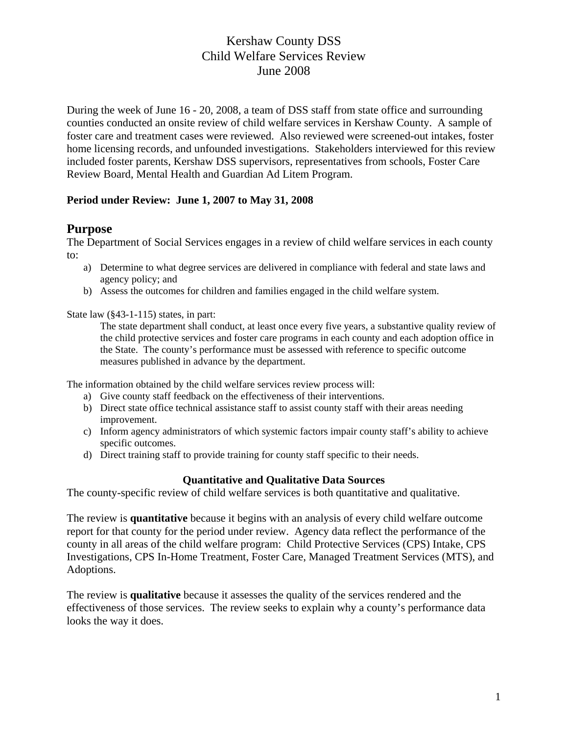# Kershaw County DSS
# Child Welfare Services Review
# June 2008

During the week of June 16 - 20, 2008, a team of DSS staff from state office and surrounding counties conducted an onsite review of child welfare services in Kershaw County. A sample of foster care and treatment cases were reviewed. Also reviewed were screened-out intakes, foster home licensing records, and unfounded investigations. Stakeholders interviewed for this review included foster parents, Kershaw DSS supervisors, representatives from schools, Foster Care Review Board, Mental Health and Guardian Ad Litem Program.

**Period under Review: June 1, 2007 to May 31, 2008**

## Purpose

The Department of Social Services engages in a review of child welfare services in each county to:

a) Determine to what degree services are delivered in compliance with federal and state laws and agency policy; and
b) Assess the outcomes for children and families engaged in the child welfare system.

State law (§43-1-115) states, in part:

> The state department shall conduct, at least once every five years, a substantive quality review of the child protective services and foster care programs in each county and each adoption office in the State. The county's performance must be assessed with reference to specific outcome measures published in advance by the department.

The information obtained by the child welfare services review process will:

a) Give county staff feedback on the effectiveness of their interventions.
b) Direct state office technical assistance staff to assist county staff with their areas needing improvement.
c) Inform agency administrators of which systemic factors impair county staff's ability to achieve specific outcomes.
d) Direct training staff to provide training for county staff specific to their needs.

### Quantitative and Qualitative Data Sources

The county-specific review of child welfare services is both quantitative and qualitative.

The review is **quantitative** because it begins with an analysis of every child welfare outcome report for that county for the period under review. Agency data reflect the performance of the county in all areas of the child welfare program: Child Protective Services (CPS) Intake, CPS Investigations, CPS In-Home Treatment, Foster Care, Managed Treatment Services (MTS), and Adoptions.

The review is **qualitative** because it assesses the quality of the services rendered and the effectiveness of those services. The review seeks to explain why a county's performance data looks the way it does.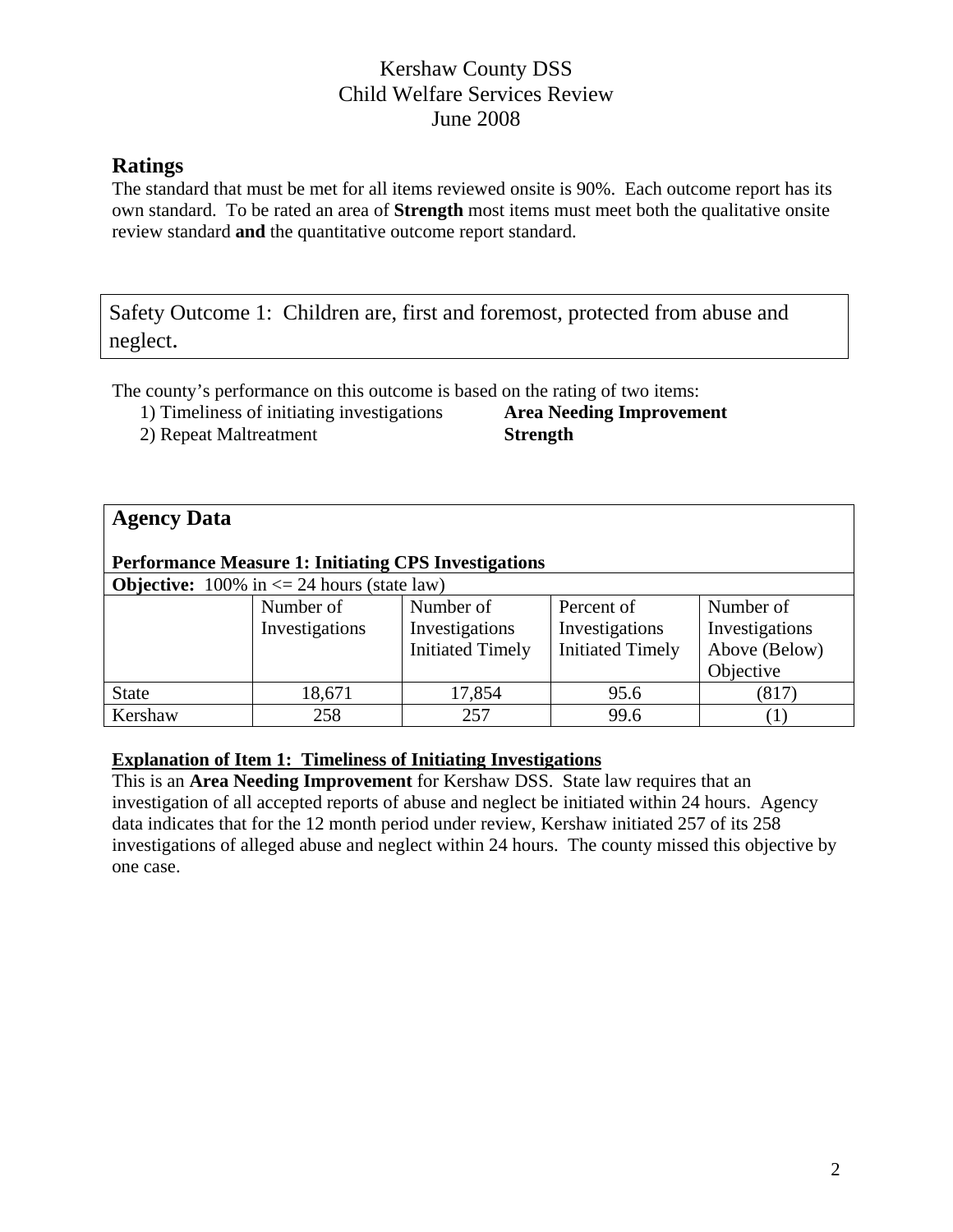Kershaw County DSS
Child Welfare Services Review
June 2008

## Ratings

The standard that must be met for all items reviewed onsite is 90%. Each outcome report has its own standard. To be rated an area of **Strength** most items must meet both the qualitative onsite review standard **and** the quantitative outcome report standard.

Safety Outcome 1: Children are, first and foremost, protected from abuse and neglect.

The county's performance on this outcome is based on the rating of two items:

1) Timeliness of initiating investigations **Area Needing Improvement**
2) Repeat Maltreatment **Strength**

### Agency Data

**Performance Measure 1: Initiating CPS Investigations**

**Objective:** 100% in <= 24 hours (state law)

| | Number of Investigations | Number of Investigations Initiated Timely | Percent of Investigations Initiated Timely | Number of Investigations Above (Below) Objective |
|---|---|---|---|---|
| State | 18,671 | 17,854 | 95.6 | (817) |
| Kershaw | 258 | 257 | 99.6 | (1) |

**Explanation of Item 1: Timeliness of Initiating Investigations**

This is an **Area Needing Improvement** for Kershaw DSS. State law requires that an investigation of all accepted reports of abuse and neglect be initiated within 24 hours. Agency data indicates that for the 12 month period under review, Kershaw initiated 257 of its 258 investigations of alleged abuse and neglect within 24 hours. The county missed this objective by one case.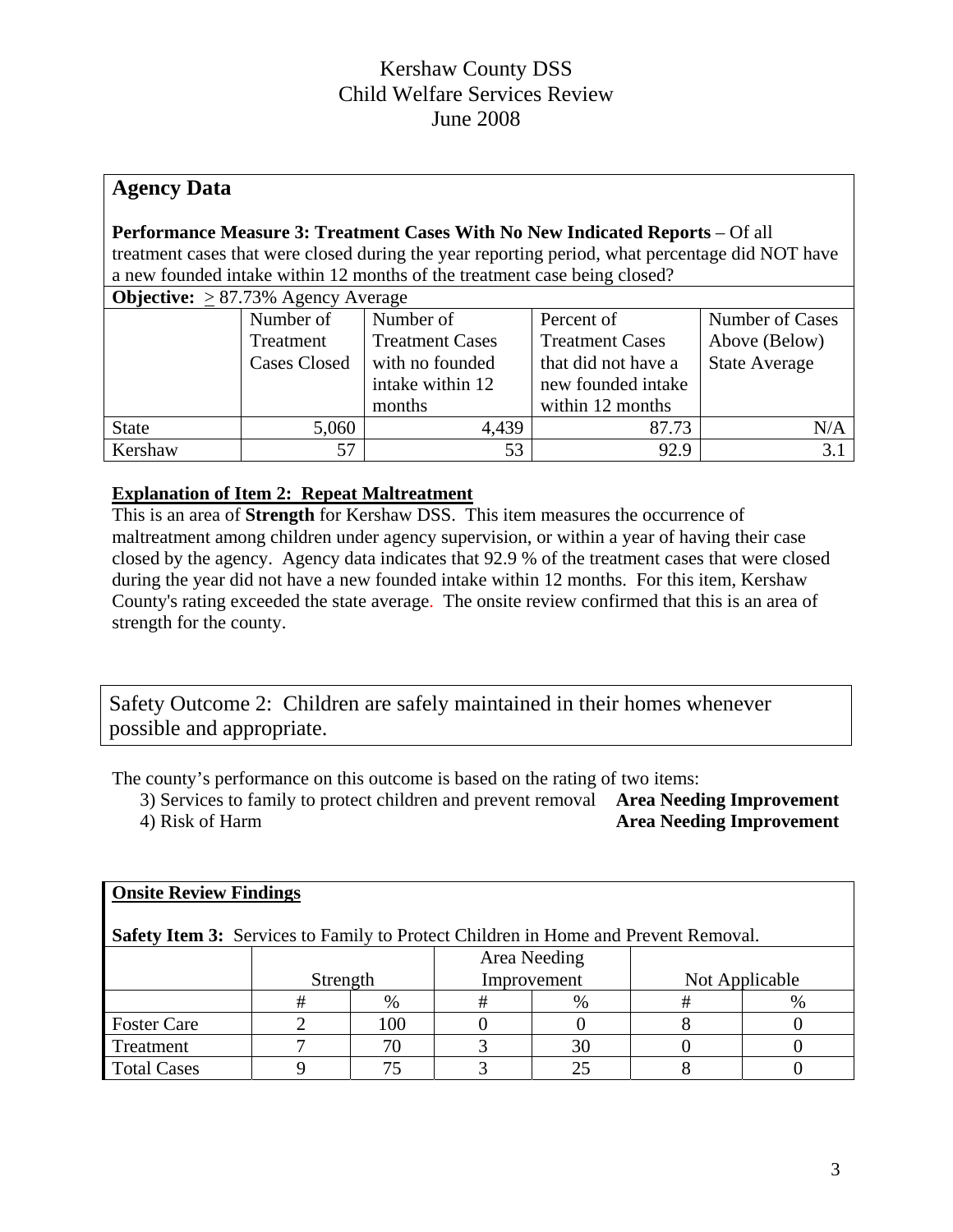# Kershaw County DSS
# Child Welfare Services Review
# June 2008

## Agency Data

**Performance Measure 3: Treatment Cases With No New Indicated Reports** – Of all treatment cases that were closed during the year reporting period, what percentage did NOT have a new founded intake within 12 months of the treatment case being closed?

**Objective:** ≥ 87.73% Agency Average

| | Number of Treatment Cases Closed | Number of Treatment Cases with no founded intake within 12 months | Percent of Treatment Cases that did not have a new founded intake within 12 months | Number of Cases Above (Below) State Average |
|---|---|---|---|---|
| State | 5,060 | 4,439 | 87.73 | N/A |
| Kershaw | 57 | 53 | 92.9 | 3.1 |

**Explanation of Item 2: Repeat Maltreatment**

This is an area of **Strength** for Kershaw DSS. This item measures the occurrence of maltreatment among children under agency supervision, or within a year of having their case closed by the agency. Agency data indicates that 92.9 % of the treatment cases that were closed during the year did not have a new founded intake within 12 months. For this item, Kershaw County's rating exceeded the state average. The onsite review confirmed that this is an area of strength for the county.

## Safety Outcome 2: Children are safely maintained in their homes whenever possible and appropriate.

The county's performance on this outcome is based on the rating of two items:

3) Services to family to protect children and prevent removal **Area Needing Improvement**
4) Risk of Harm **Area Needing Improvement**

**Onsite Review Findings**

**Safety Item 3:** Services to Family to Protect Children in Home and Prevent Removal.

| | Strength | | Area Needing Improvement | | Not Applicable | |
|---|---|---|---|---|---|---|
| | # | % | # | % | # | % |
| Foster Care | 2 | 100 | 0 | 0 | 8 | 0 |
| Treatment | 7 | 70 | 3 | 30 | 0 | 0 |
| Total Cases | 9 | 75 | 3 | 25 | 8 | 0 |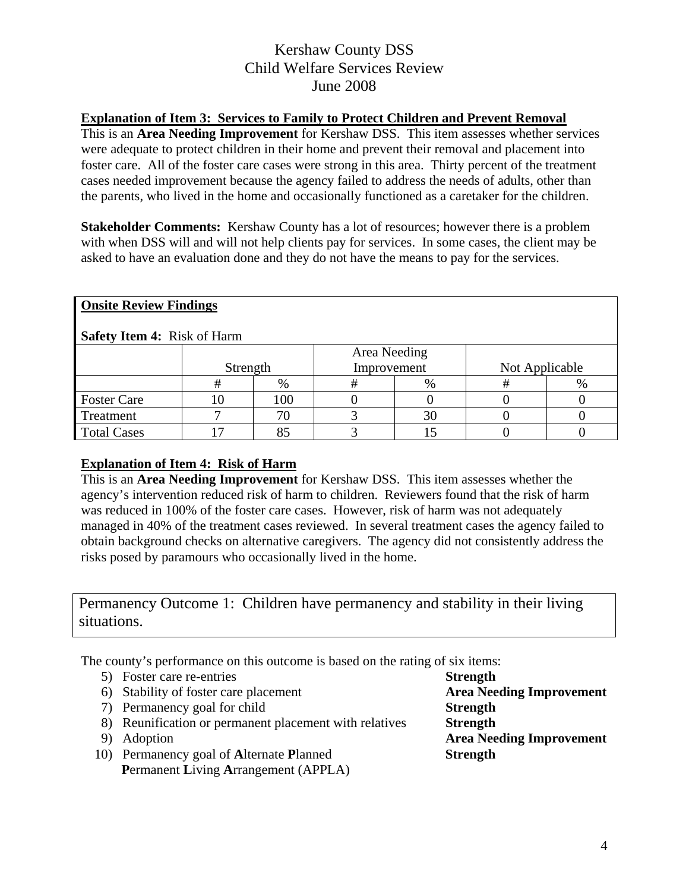Kershaw County DSS
Child Welfare Services Review
June 2008

**Explanation of Item 3: Services to Family to Protect Children and Prevent Removal**

This is an **Area Needing Improvement** for Kershaw DSS. This item assesses whether services were adequate to protect children in their home and prevent their removal and placement into foster care. All of the foster care cases were strong in this area. Thirty percent of the treatment cases needed improvement because the agency failed to address the needs of adults, other than the parents, who lived in the home and occasionally functioned as a caretaker for the children.

**Stakeholder Comments:** Kershaw County has a lot of resources; however there is a problem with when DSS will and will not help clients pay for services. In some cases, the client may be asked to have an evaluation done and they do not have the means to pay for the services.

**Onsite Review Findings**

**Safety Item 4:** Risk of Harm

| | Strength | | Area Needing Improvement | | Not Applicable | |
|---|---|---|---|---|---|---|
| | # | % | # | % | # | % |
| Foster Care | 10 | 100 | 0 | 0 | 0 | 0 |
| Treatment | 7 | 70 | 3 | 30 | 0 | 0 |
| Total Cases | 17 | 85 | 3 | 15 | 0 | 0 |

**Explanation of Item 4: Risk of Harm**

This is an **Area Needing Improvement** for Kershaw DSS. This item assesses whether the agency's intervention reduced risk of harm to children. Reviewers found that the risk of harm was reduced in 100% of the foster care cases. However, risk of harm was not adequately managed in 40% of the treatment cases reviewed. In several treatment cases the agency failed to obtain background checks on alternative caregivers. The agency did not consistently address the risks posed by paramours who occasionally lived in the home.

Permanency Outcome 1: Children have permanency and stability in their living situations.

The county's performance on this outcome is based on the rating of six items:

5) Foster care re-entries — **Strength**
6) Stability of foster care placement — **Area Needing Improvement**
7) Permanency goal for child — **Strength**
8) Reunification or permanent placement with relatives — **Strength**
9) Adoption — **Area Needing Improvement**
10) Permanency goal of **A**lternate **P**lanned **P**ermanent **L**iving **A**rrangement (APPLA) — **Strength**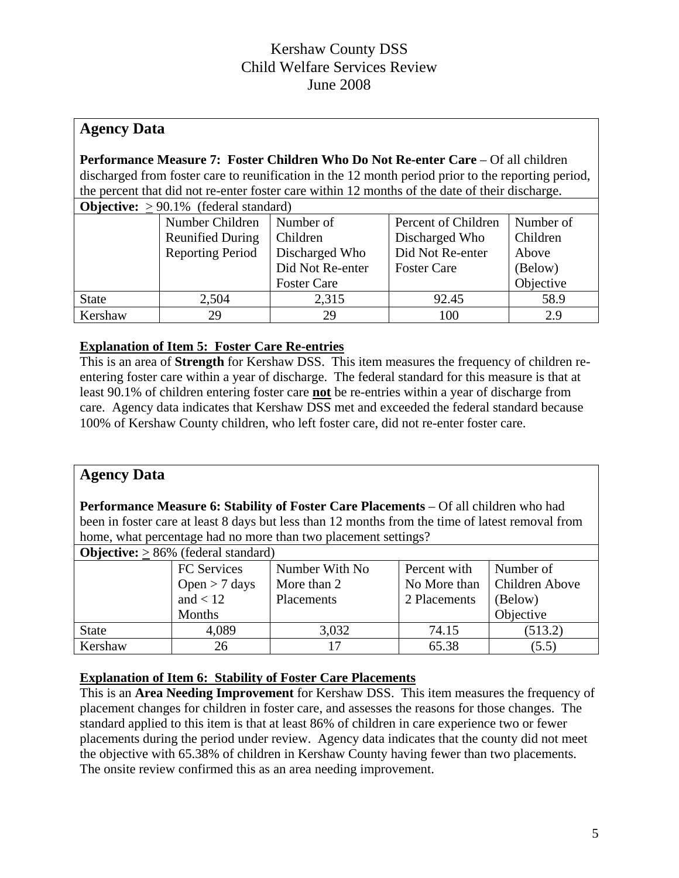# Kershaw County DSS
# Child Welfare Services Review
# June 2008

## Agency Data

**Performance Measure 7: Foster Children Who Do Not Re-enter Care** – Of all children discharged from foster care to reunification in the 12 month period prior to the reporting period, the percent that did not re-enter foster care within 12 months of the date of their discharge.

**Objective:** ≥ 90.1% (federal standard)

| | Number Children Reunified During Reporting Period | Number of Children Discharged Who Did Not Re-enter Foster Care | Percent of Children Discharged Who Did Not Re-enter Foster Care | Number of Children Above (Below) Objective |
|---|---|---|---|---|
| State | 2,504 | 2,315 | 92.45 | 58.9 |
| Kershaw | 29 | 29 | 100 | 2.9 |

**Explanation of Item 5: Foster Care Re-entries**

This is an area of **Strength** for Kershaw DSS. This item measures the frequency of children re-entering foster care within a year of discharge. The federal standard for this measure is that at least 90.1% of children entering foster care **not** be re-entries within a year of discharge from care. Agency data indicates that Kershaw DSS met and exceeded the federal standard because 100% of Kershaw County children, who left foster care, did not re-enter foster care.

## Agency Data

**Performance Measure 6: Stability of Foster Care Placements** – Of all children who had been in foster care at least 8 days but less than 12 months from the time of latest removal from home, what percentage had no more than two placement settings?

**Objective:** ≥ 86% (federal standard)

| | FC Services Open > 7 days and < 12 Months | Number With No More than 2 Placements | Percent with No More than 2 Placements | Number of Children Above (Below) Objective |
|---|---|---|---|---|
| State | 4,089 | 3,032 | 74.15 | (513.2) |
| Kershaw | 26 | 17 | 65.38 | (5.5) |

**Explanation of Item 6: Stability of Foster Care Placements**

This is an **Area Needing Improvement** for Kershaw DSS. This item measures the frequency of placement changes for children in foster care, and assesses the reasons for those changes. The standard applied to this item is that at least 86% of children in care experience two or fewer placements during the period under review. Agency data indicates that the county did not meet the objective with 65.38% of children in Kershaw County having fewer than two placements. The onsite review confirmed this as an area needing improvement.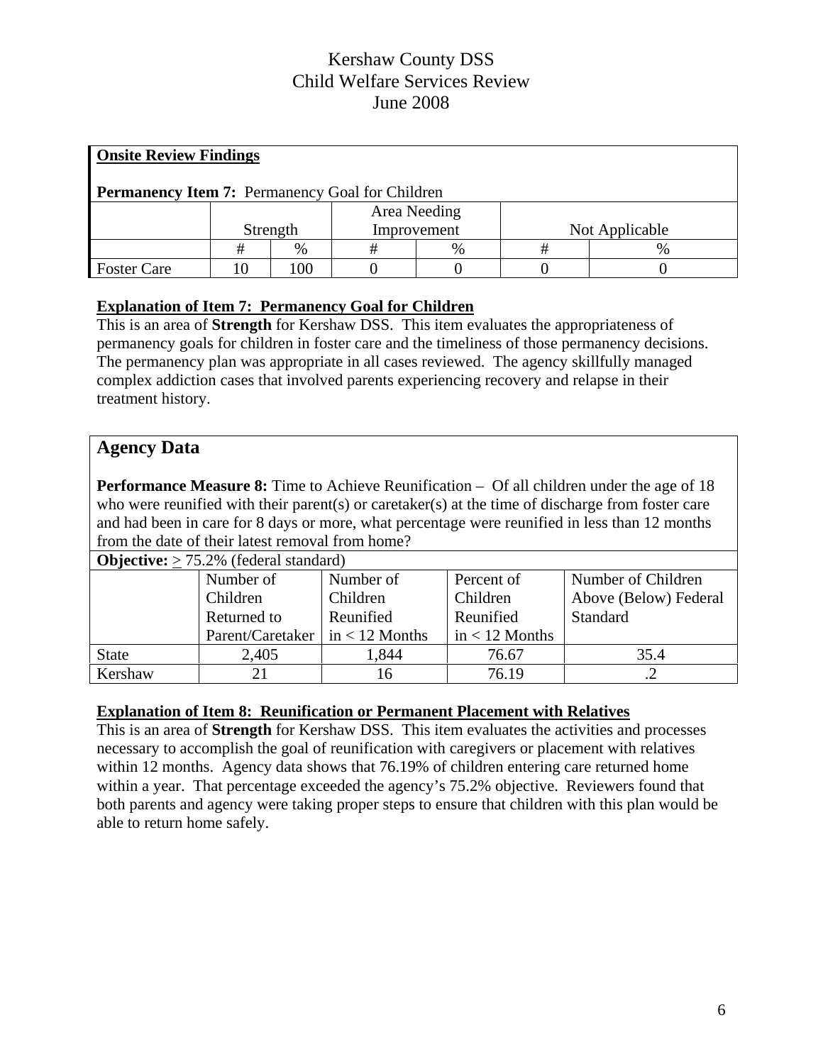# Kershaw County DSS
# Child Welfare Services Review
# June 2008

**Onsite Review Findings**

**Permanency Item 7:** Permanency Goal for Children

| | Strength | | Area Needing Improvement | | Not Applicable | |
|---|---|---|---|---|---|---|
| | # | % | # | % | # | % |
| Foster Care | 10 | 100 | 0 | 0 | 0 | 0 |

**Explanation of Item 7: Permanency Goal for Children**

This is an area of **Strength** for Kershaw DSS. This item evaluates the appropriateness of permanency goals for children in foster care and the timeliness of those permanency decisions. The permanency plan was appropriate in all cases reviewed. The agency skillfully managed complex addiction cases that involved parents experiencing recovery and relapse in their treatment history.

## Agency Data

**Performance Measure 8:** Time to Achieve Reunification – Of all children under the age of 18 who were reunified with their parent(s) or caretaker(s) at the time of discharge from foster care and had been in care for 8 days or more, what percentage were reunified in less than 12 months from the date of their latest removal from home?

**Objective:** ≥ 75.2% (federal standard)

| | Number of Children Returned to Parent/Caretaker | Number of Children Reunified in < 12 Months | Percent of Children Reunified in < 12 Months | Number of Children Above (Below) Federal Standard |
|---|---|---|---|---|
| State | 2,405 | 1,844 | 76.67 | 35.4 |
| Kershaw | 21 | 16 | 76.19 | .2 |

**Explanation of Item 8: Reunification or Permanent Placement with Relatives**

This is an area of **Strength** for Kershaw DSS. This item evaluates the activities and processes necessary to accomplish the goal of reunification with caregivers or placement with relatives within 12 months. Agency data shows that 76.19% of children entering care returned home within a year. That percentage exceeded the agency's 75.2% objective. Reviewers found that both parents and agency were taking proper steps to ensure that children with this plan would be able to return home safely.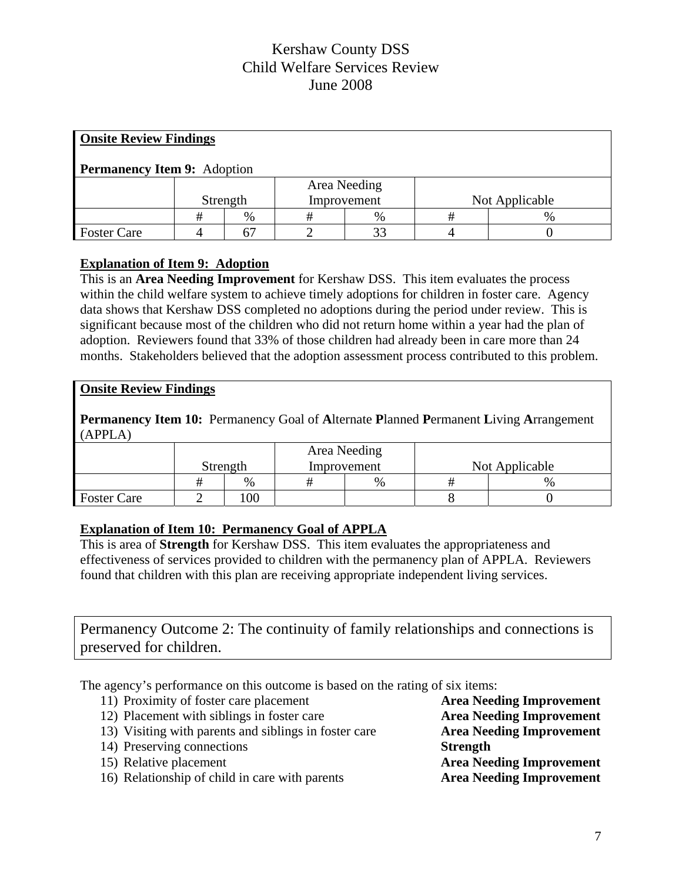Kershaw County DSS
Child Welfare Services Review
June 2008

**Onsite Review Findings**

**Permanency Item 9:** Adoption

| | Strength | | Area Needing Improvement | | Not Applicable | |
|---|---|---|---|---|---|---|
| | # | % | # | % | # | % |
| Foster Care | 4 | 67 | 2 | 33 | 4 | 0 |

**Explanation of Item 9: Adoption**

This is an **Area Needing Improvement** for Kershaw DSS. This item evaluates the process within the child welfare system to achieve timely adoptions for children in foster care. Agency data shows that Kershaw DSS completed no adoptions during the period under review. This is significant because most of the children who did not return home within a year had the plan of adoption. Reviewers found that 33% of those children had already been in care more than 24 months. Stakeholders believed that the adoption assessment process contributed to this problem.

**Onsite Review Findings**

**Permanency Item 10:** Permanency Goal of **A**lternate **P**lanned **P**ermanent **L**iving **A**rrangement (APPLA)

| | Strength | | Area Needing Improvement | | Not Applicable | |
|---|---|---|---|---|---|---|
| | # | % | # | % | # | % |
| Foster Care | 2 | 100 | | | 8 | 0 |

**Explanation of Item 10: Permanency Goal of APPLA**

This is area of **Strength** for Kershaw DSS. This item evaluates the appropriateness and effectiveness of services provided to children with the permanency plan of APPLA. Reviewers found that children with this plan are receiving appropriate independent living services.

## Permanency Outcome 2: The continuity of family relationships and connections is preserved for children.

The agency's performance on this outcome is based on the rating of six items:

11) Proximity of foster care placement — **Area Needing Improvement**
12) Placement with siblings in foster care — **Area Needing Improvement**
13) Visiting with parents and siblings in foster care — **Area Needing Improvement**
14) Preserving connections — **Strength**
15) Relative placement — **Area Needing Improvement**
16) Relationship of child in care with parents — **Area Needing Improvement**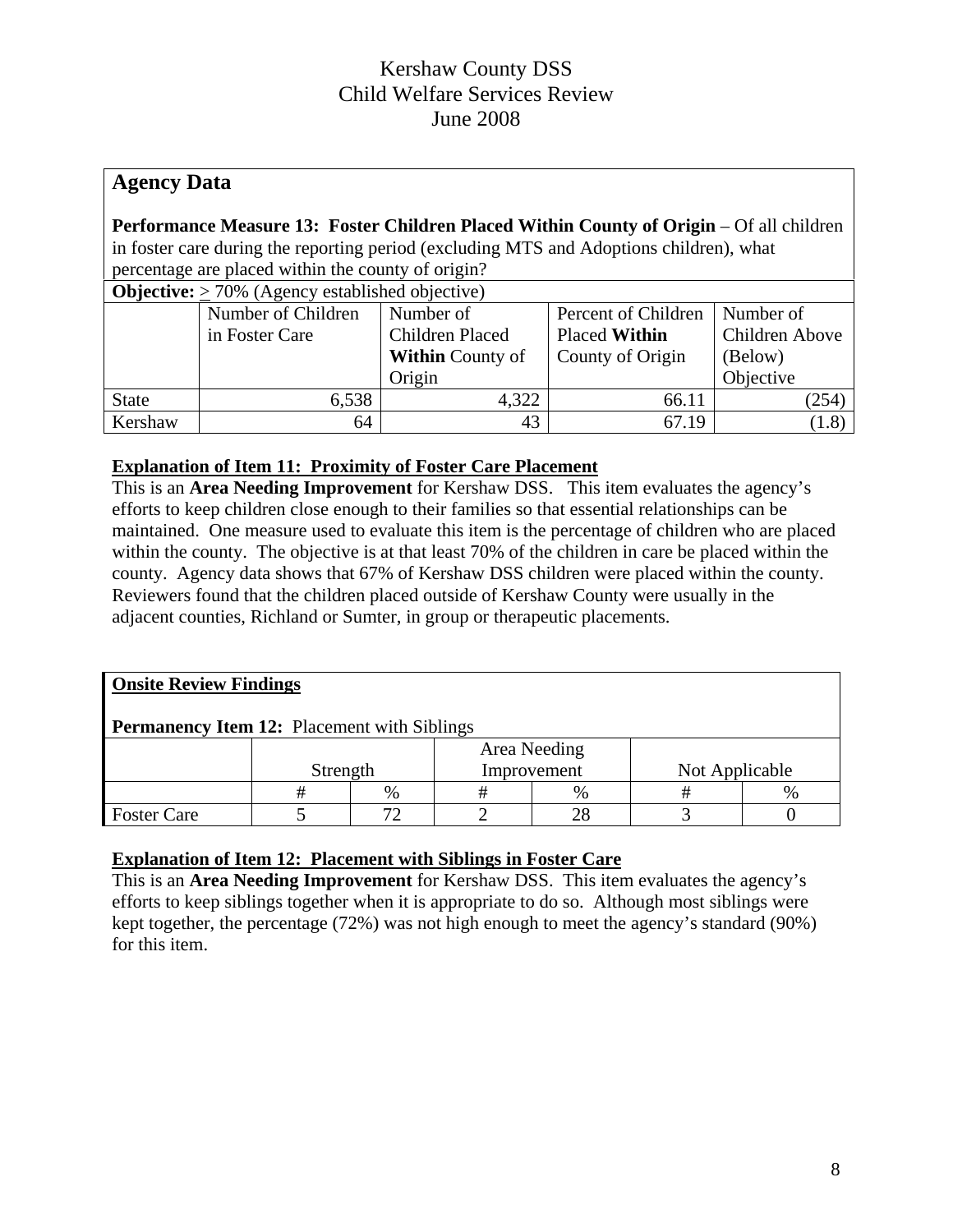Kershaw County DSS
Child Welfare Services Review
June 2008

## Agency Data

**Performance Measure 13: Foster Children Placed Within County of Origin** – Of all children in foster care during the reporting period (excluding MTS and Adoptions children), what percentage are placed within the county of origin?

**Objective:** ≥ 70% (Agency established objective)

| | Number of Children in Foster Care | Number of Children Placed **Within** County of Origin | Percent of Children Placed **Within** County of Origin | Number of Children Above (Below) Objective |
|---|---|---|---|---|
| State | 6,538 | 4,322 | 66.11 | (254) |
| Kershaw | 64 | 43 | 67.19 | (1.8) |

**Explanation of Item 11: Proximity of Foster Care Placement**

This is an **Area Needing Improvement** for Kershaw DSS. This item evaluates the agency's efforts to keep children close enough to their families so that essential relationships can be maintained. One measure used to evaluate this item is the percentage of children who are placed within the county. The objective is at that least 70% of the children in care be placed within the county. Agency data shows that 67% of Kershaw DSS children were placed within the county. Reviewers found that the children placed outside of Kershaw County were usually in the adjacent counties, Richland or Sumter, in group or therapeutic placements.

**Onsite Review Findings**

**Permanency Item 12:** Placement with Siblings

| | Strength | | Area Needing Improvement | | Not Applicable | |
|---|---|---|---|---|---|---|
| | # | % | # | % | # | % |
| Foster Care | 5 | 72 | 2 | 28 | 3 | 0 |

**Explanation of Item 12: Placement with Siblings in Foster Care**

This is an **Area Needing Improvement** for Kershaw DSS. This item evaluates the agency's efforts to keep siblings together when it is appropriate to do so. Although most siblings were kept together, the percentage (72%) was not high enough to meet the agency's standard (90%) for this item.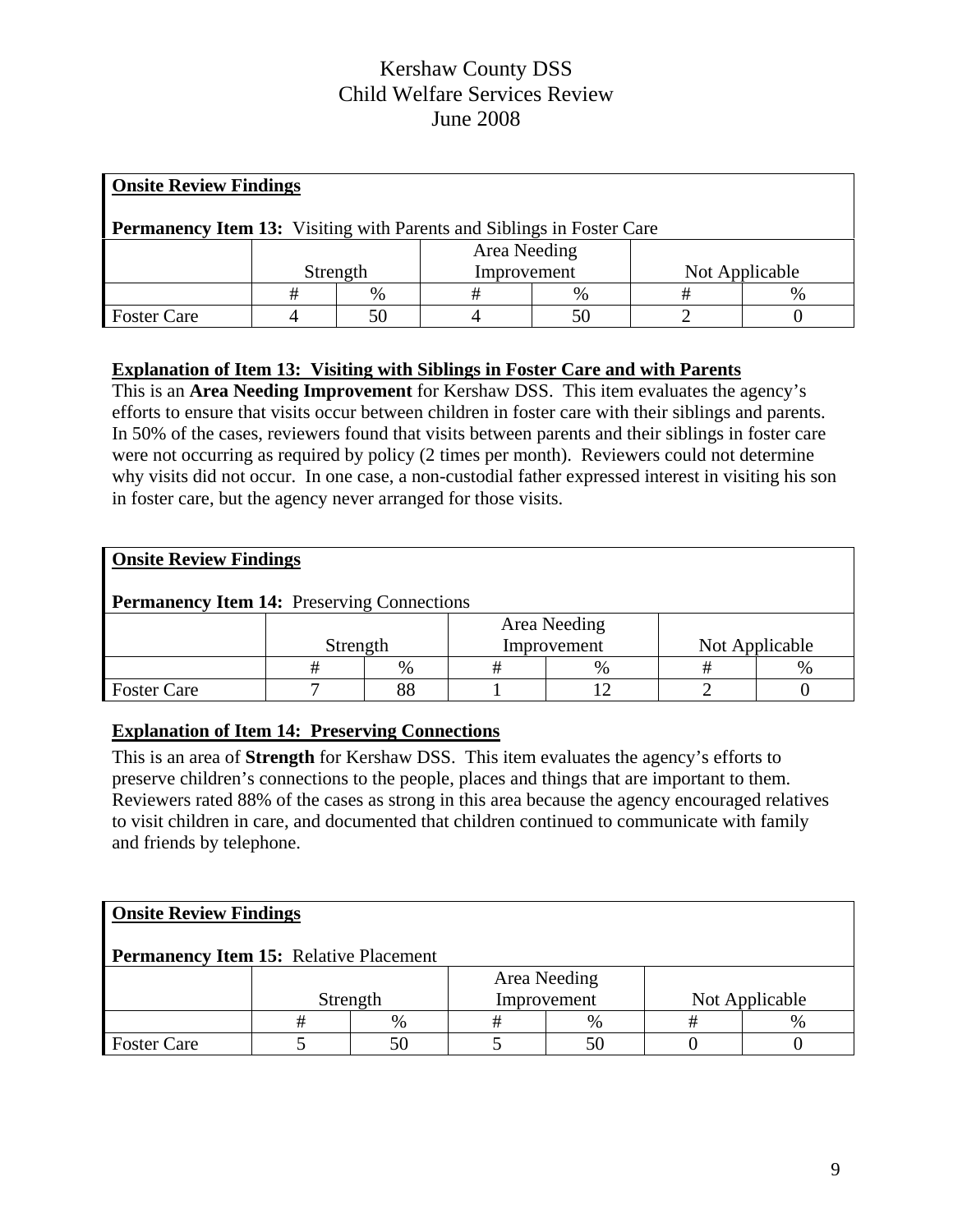# Kershaw County DSS
# Child Welfare Services Review
# June 2008

**Onsite Review Findings**

**Permanency Item 13:** Visiting with Parents and Siblings in Foster Care

| | Strength | | Area Needing Improvement | | Not Applicable | |
|---|---|---|---|---|---|---|
| | # | % | # | % | # | % |
| Foster Care | 4 | 50 | 4 | 50 | 2 | 0 |

**Explanation of Item 13: Visiting with Siblings in Foster Care and with Parents**

This is an **Area Needing Improvement** for Kershaw DSS. This item evaluates the agency's efforts to ensure that visits occur between children in foster care with their siblings and parents. In 50% of the cases, reviewers found that visits between parents and their siblings in foster care were not occurring as required by policy (2 times per month). Reviewers could not determine why visits did not occur. In one case, a non-custodial father expressed interest in visiting his son in foster care, but the agency never arranged for those visits.

**Onsite Review Findings**

**Permanency Item 14:** Preserving Connections

| | Strength | | Area Needing Improvement | | Not Applicable | |
|---|---|---|---|---|---|---|
| | # | % | # | % | # | % |
| Foster Care | 7 | 88 | 1 | 12 | 2 | 0 |

**Explanation of Item 14: Preserving Connections**

This is an area of **Strength** for Kershaw DSS. This item evaluates the agency's efforts to preserve children's connections to the people, places and things that are important to them. Reviewers rated 88% of the cases as strong in this area because the agency encouraged relatives to visit children in care, and documented that children continued to communicate with family and friends by telephone.

**Onsite Review Findings**

**Permanency Item 15:** Relative Placement

| | Strength | | Area Needing Improvement | | Not Applicable | |
|---|---|---|---|---|---|---|
| | # | % | # | % | # | % |
| Foster Care | 5 | 50 | 5 | 50 | 0 | 0 |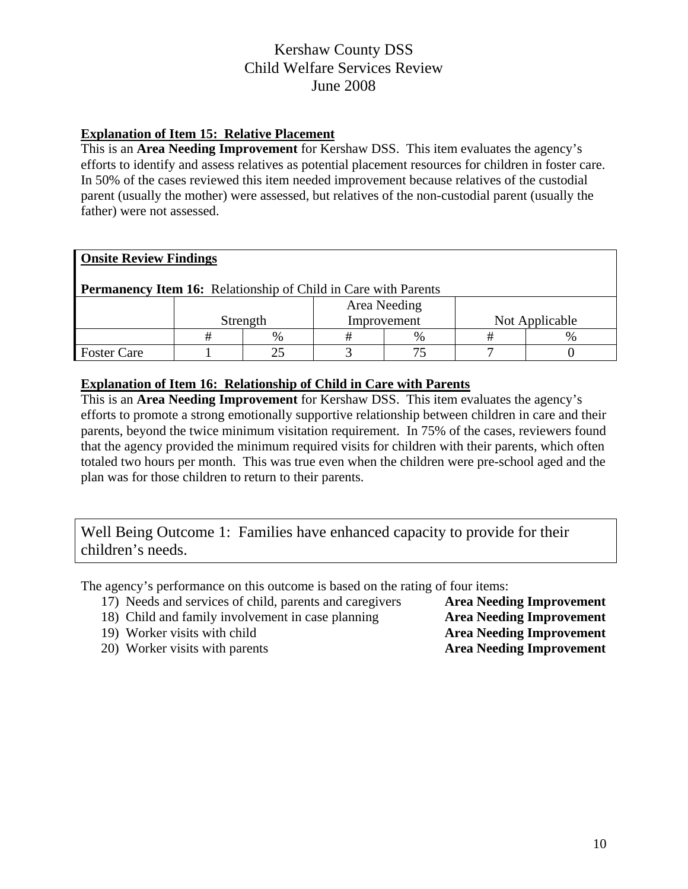**Explanation of Item 15: Relative Placement**

This is an **Area Needing Improvement** for Kershaw DSS. This item evaluates the agency's efforts to identify and assess relatives as potential placement resources for children in foster care. In 50% of the cases reviewed this item needed improvement because relatives of the custodial parent (usually the mother) were assessed, but relatives of the non-custodial parent (usually the father) were not assessed.

**Onsite Review Findings**

**Permanency Item 16:** Relationship of Child in Care with Parents

| | Strength | | Area Needing Improvement | | Not Applicable | |
|---|---|---|---|---|---|---|
| | # | % | # | % | # | % |
| Foster Care | 1 | 25 | 3 | 75 | 7 | 0 |

**Explanation of Item 16: Relationship of Child in Care with Parents**

This is an **Area Needing Improvement** for Kershaw DSS. This item evaluates the agency's efforts to promote a strong emotionally supportive relationship between children in care and their parents, beyond the twice minimum visitation requirement. In 75% of the cases, reviewers found that the agency provided the minimum required visits for children with their parents, which often totaled two hours per month. This was true even when the children were pre-school aged and the plan was for those children to return to their parents.

## Well Being Outcome 1: Families have enhanced capacity to provide for their children's needs.

The agency's performance on this outcome is based on the rating of four items:

17) Needs and services of child, parents and caregivers **Area Needing Improvement**
18) Child and family involvement in case planning **Area Needing Improvement**
19) Worker visits with child **Area Needing Improvement**
20) Worker visits with parents **Area Needing Improvement**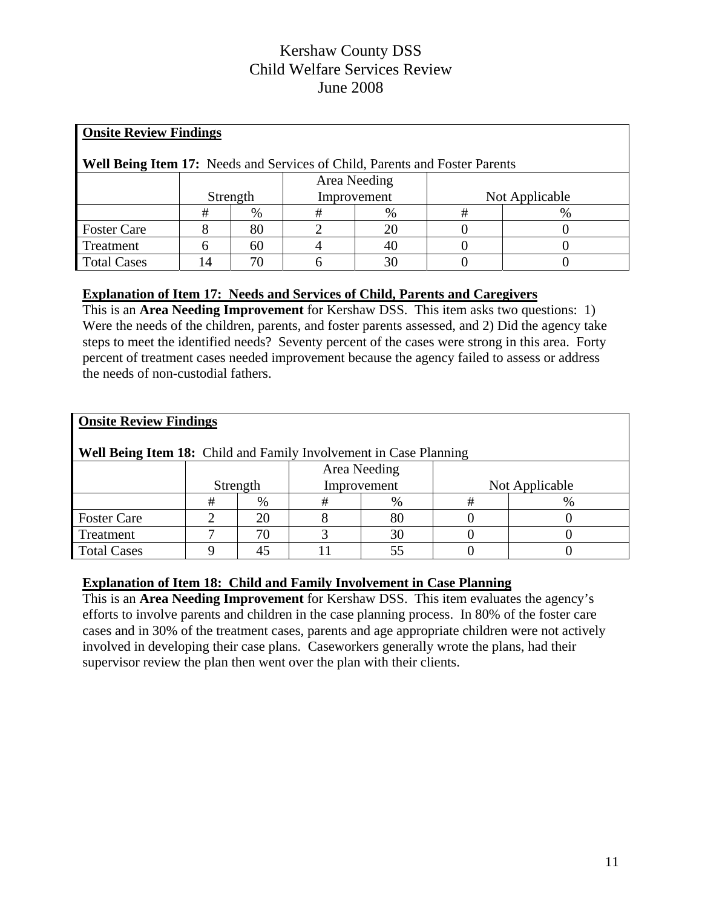# Kershaw County DSS
# Child Welfare Services Review
# June 2008

**Onsite Review Findings**

**Well Being Item 17:** Needs and Services of Child, Parents and Foster Parents

| | Strength | | Area Needing Improvement | | Not Applicable | |
|---|---|---|---|---|---|---|
| | # | % | # | % | # | % |
| Foster Care | 8 | 80 | 2 | 20 | 0 | 0 |
| Treatment | 6 | 60 | 4 | 40 | 0 | 0 |
| Total Cases | 14 | 70 | 6 | 30 | 0 | 0 |

**Explanation of Item 17: Needs and Services of Child, Parents and Caregivers**

This is an **Area Needing Improvement** for Kershaw DSS. This item asks two questions: 1) Were the needs of the children, parents, and foster parents assessed, and 2) Did the agency take steps to meet the identified needs? Seventy percent of the cases were strong in this area. Forty percent of treatment cases needed improvement because the agency failed to assess or address the needs of non-custodial fathers.

**Onsite Review Findings**

**Well Being Item 18:** Child and Family Involvement in Case Planning

| | Strength | | Area Needing Improvement | | Not Applicable | |
|---|---|---|---|---|---|---|
| | # | % | # | % | # | % |
| Foster Care | 2 | 20 | 8 | 80 | 0 | 0 |
| Treatment | 7 | 70 | 3 | 30 | 0 | 0 |
| Total Cases | 9 | 45 | 11 | 55 | 0 | 0 |

**Explanation of Item 18: Child and Family Involvement in Case Planning**

This is an **Area Needing Improvement** for Kershaw DSS. This item evaluates the agency's efforts to involve parents and children in the case planning process. In 80% of the foster care cases and in 30% of the treatment cases, parents and age appropriate children were not actively involved in developing their case plans. Caseworkers generally wrote the plans, had their supervisor review the plan then went over the plan with their clients.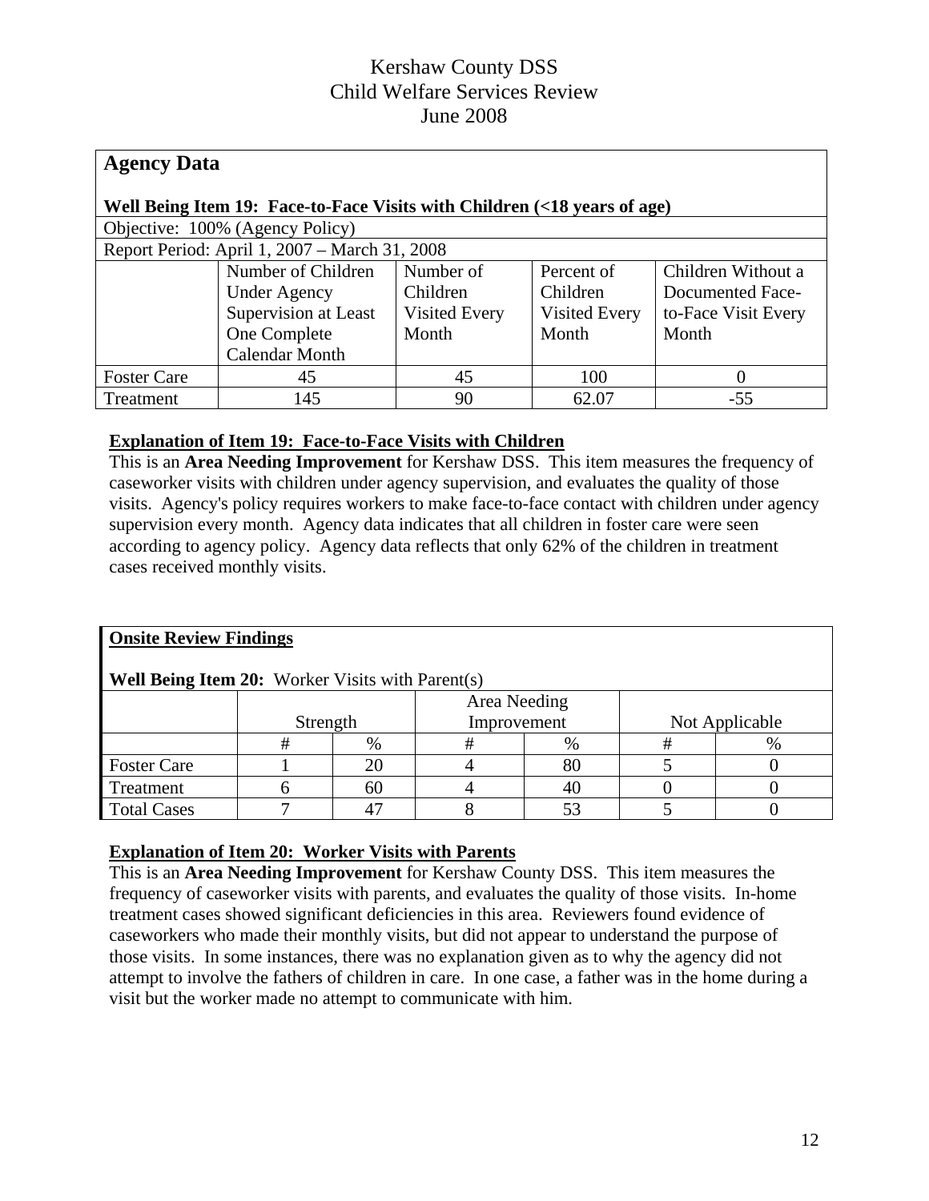# Kershaw County DSS
# Child Welfare Services Review
# June 2008

## Agency Data

**Well Being Item 19: Face-to-Face Visits with Children (<18 years of age)**

Objective: 100% (Agency Policy)

Report Period: April 1, 2007 – March 31, 2008

| | Number of Children Under Agency Supervision at Least One Complete Calendar Month | Number of Children Visited Every Month | Percent of Children Visited Every Month | Children Without a Documented Face-to-Face Visit Every Month |
|---|---|---|---|---|
| Foster Care | 45 | 45 | 100 | 0 |
| Treatment | 145 | 90 | 62.07 | -55 |

**Explanation of Item 19: Face-to-Face Visits with Children**

This is an **Area Needing Improvement** for Kershaw DSS. This item measures the frequency of caseworker visits with children under agency supervision, and evaluates the quality of those visits. Agency's policy requires workers to make face-to-face contact with children under agency supervision every month. Agency data indicates that all children in foster care were seen according to agency policy. Agency data reflects that only 62% of the children in treatment cases received monthly visits.

## Onsite Review Findings

**Well Being Item 20:** Worker Visits with Parent(s)

| | Strength | | Area Needing Improvement | | Not Applicable | |
|---|---|---|---|---|---|---|
| | # | % | # | % | # | % |
| Foster Care | 1 | 20 | 4 | 80 | 5 | 0 |
| Treatment | 6 | 60 | 4 | 40 | 0 | 0 |
| Total Cases | 7 | 47 | 8 | 53 | 5 | 0 |

**Explanation of Item 20: Worker Visits with Parents**

This is an **Area Needing Improvement** for Kershaw County DSS. This item measures the frequency of caseworker visits with parents, and evaluates the quality of those visits. In-home treatment cases showed significant deficiencies in this area. Reviewers found evidence of caseworkers who made their monthly visits, but did not appear to understand the purpose of those visits. In some instances, there was no explanation given as to why the agency did not attempt to involve the fathers of children in care. In one case, a father was in the home during a visit but the worker made no attempt to communicate with him.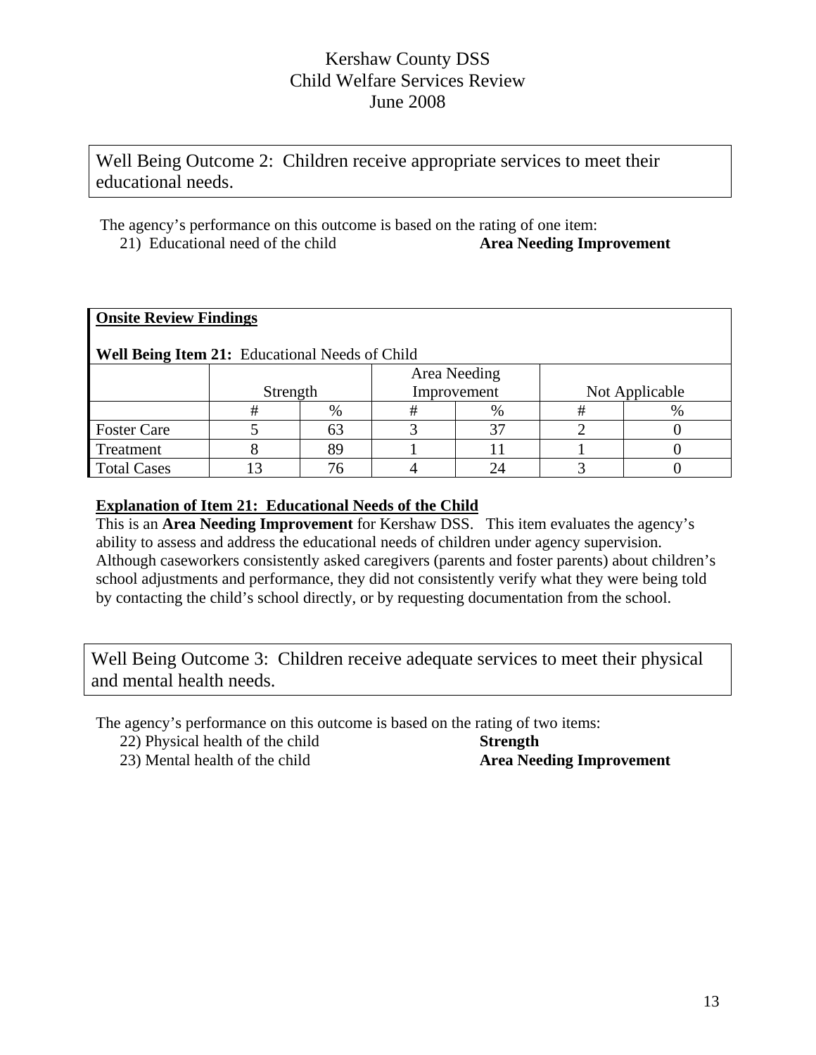Kershaw County DSS
Child Welfare Services Review
June 2008

Well Being Outcome 2: Children receive appropriate services to meet their educational needs.

The agency's performance on this outcome is based on the rating of one item:

21) Educational need of the child **Area Needing Improvement**

**Onsite Review Findings**

**Well Being Item 21:** Educational Needs of Child

| | Strength | | Area Needing Improvement | | Not Applicable | |
|---|---|---|---|---|---|---|
| | # | % | # | % | # | % |
| Foster Care | 5 | 63 | 3 | 37 | 2 | 0 |
| Treatment | 8 | 89 | 1 | 11 | 1 | 0 |
| Total Cases | 13 | 76 | 4 | 24 | 3 | 0 |

**Explanation of Item 21: Educational Needs of the Child**

This is an **Area Needing Improvement** for Kershaw DSS. This item evaluates the agency's ability to assess and address the educational needs of children under agency supervision. Although caseworkers consistently asked caregivers (parents and foster parents) about children's school adjustments and performance, they did not consistently verify what they were being told by contacting the child's school directly, or by requesting documentation from the school.

Well Being Outcome 3: Children receive adequate services to meet their physical and mental health needs.

The agency's performance on this outcome is based on the rating of two items:

22) Physical health of the child **Strength**

23) Mental health of the child **Area Needing Improvement**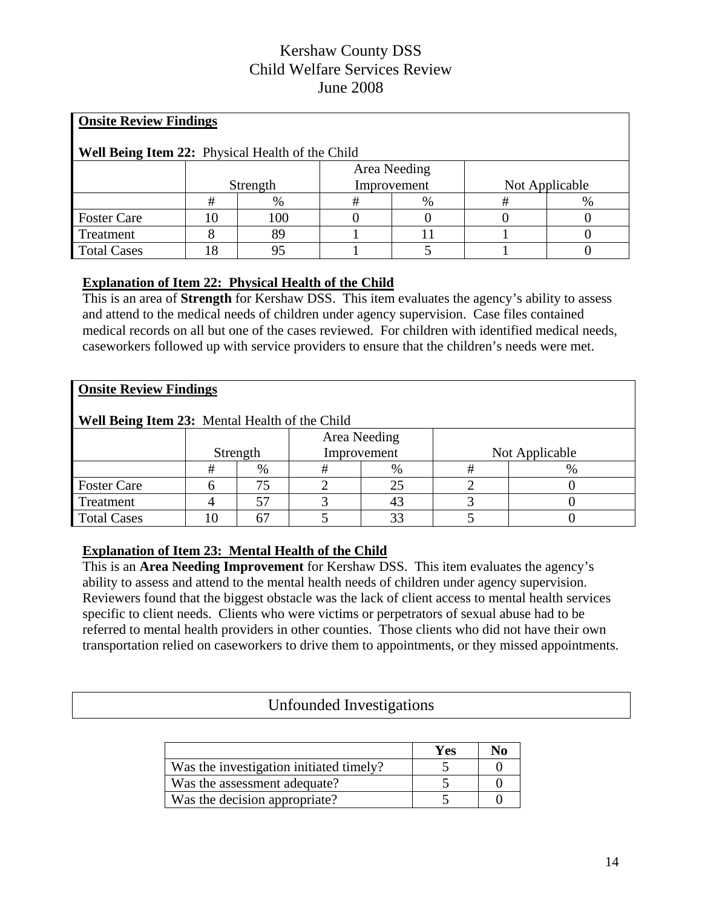# Kershaw County DSS
## Child Welfare Services Review
## June 2008

**Onsite Review Findings**

**Well Being Item 22:** Physical Health of the Child

| | Strength | | Area Needing Improvement | | Not Applicable | |
|---|---|---|---|---|---|---|
| | # | % | # | % | # | % |
| Foster Care | 10 | 100 | 0 | 0 | 0 | 0 |
| Treatment | 8 | 89 | 1 | 11 | 1 | 0 |
| Total Cases | 18 | 95 | 1 | 5 | 1 | 0 |

**Explanation of Item 22: Physical Health of the Child**

This is an area of **Strength** for Kershaw DSS. This item evaluates the agency's ability to assess and attend to the medical needs of children under agency supervision. Case files contained medical records on all but one of the cases reviewed. For children with identified medical needs, caseworkers followed up with service providers to ensure that the children's needs were met.

**Onsite Review Findings**

**Well Being Item 23:** Mental Health of the Child

| | Strength | | Area Needing Improvement | | Not Applicable | |
|---|---|---|---|---|---|---|
| | # | % | # | % | # | % |
| Foster Care | 6 | 75 | 2 | 25 | 2 | 0 |
| Treatment | 4 | 57 | 3 | 43 | 3 | 0 |
| Total Cases | 10 | 67 | 5 | 33 | 5 | 0 |

**Explanation of Item 23: Mental Health of the Child**

This is an **Area Needing Improvement** for Kershaw DSS. This item evaluates the agency's ability to assess and attend to the mental health needs of children under agency supervision. Reviewers found that the biggest obstacle was the lack of client access to mental health services specific to client needs. Clients who were victims or perpetrators of sexual abuse had to be referred to mental health providers in other counties. Those clients who did not have their own transportation relied on caseworkers to drive them to appointments, or they missed appointments.

## Unfounded Investigations

| | Yes | No |
|---|---|---|
| Was the investigation initiated timely? | 5 | 0 |
| Was the assessment adequate? | 5 | 0 |
| Was the decision appropriate? | 5 | 0 |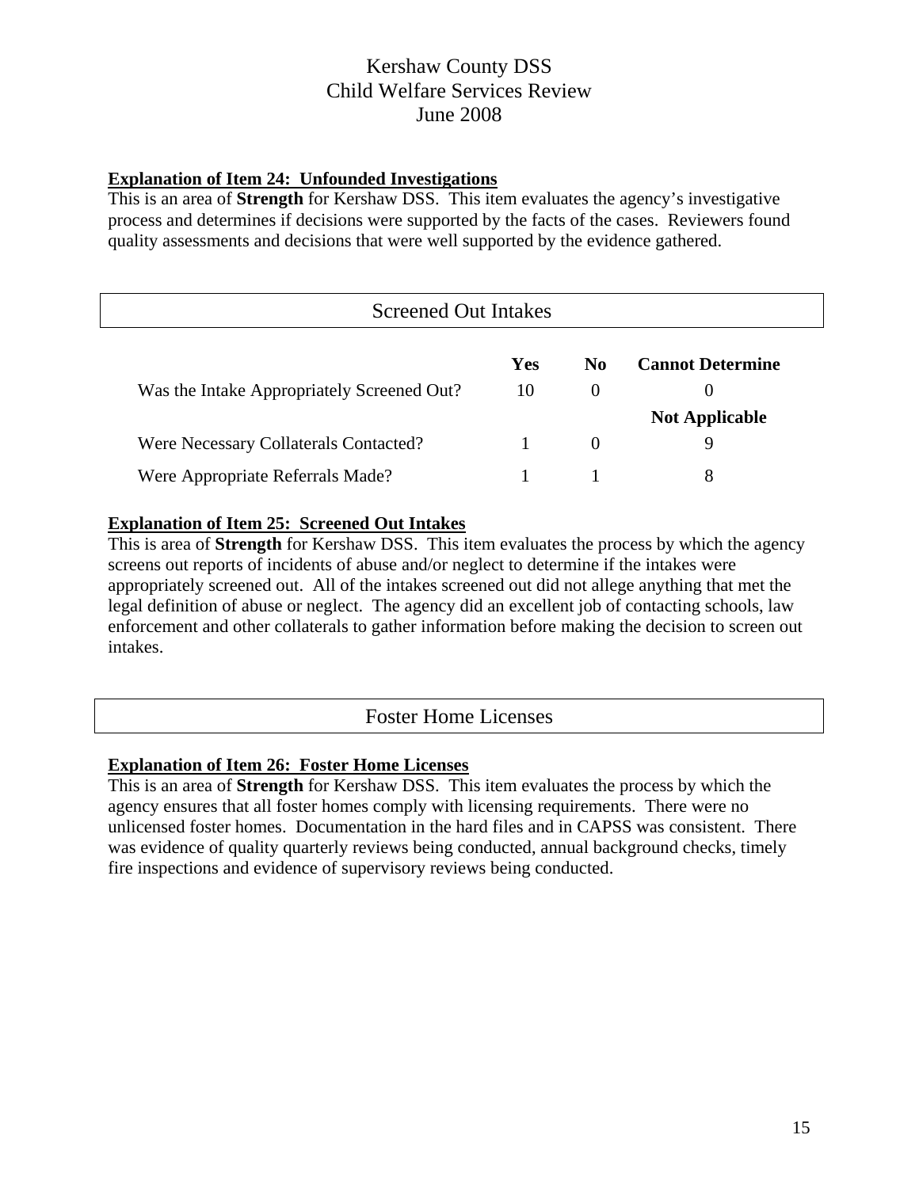# Kershaw County DSS
# Child Welfare Services Review
# June 2008

**Explanation of Item 24: Unfounded Investigations**

This is an area of **Strength** for Kershaw DSS. This item evaluates the agency's investigative process and determines if decisions were supported by the facts of the cases. Reviewers found quality assessments and decisions that were well supported by the evidence gathered.

## Screened Out Intakes

| | Yes | No | Cannot Determine |
|---|---|---|---|
| Was the Intake Appropriately Screened Out? | 10 | 0 | 0 |
| | | | **Not Applicable** |
| Were Necessary Collaterals Contacted? | 1 | 0 | 9 |
| Were Appropriate Referrals Made? | 1 | 1 | 8 |

**Explanation of Item 25: Screened Out Intakes**

This is area of **Strength** for Kershaw DSS. This item evaluates the process by which the agency screens out reports of incidents of abuse and/or neglect to determine if the intakes were appropriately screened out. All of the intakes screened out did not allege anything that met the legal definition of abuse or neglect. The agency did an excellent job of contacting schools, law enforcement and other collaterals to gather information before making the decision to screen out intakes.

## Foster Home Licenses

**Explanation of Item 26: Foster Home Licenses**

This is an area of **Strength** for Kershaw DSS. This item evaluates the process by which the agency ensures that all foster homes comply with licensing requirements. There were no unlicensed foster homes. Documentation in the hard files and in CAPSS was consistent. There was evidence of quality quarterly reviews being conducted, annual background checks, timely fire inspections and evidence of supervisory reviews being conducted.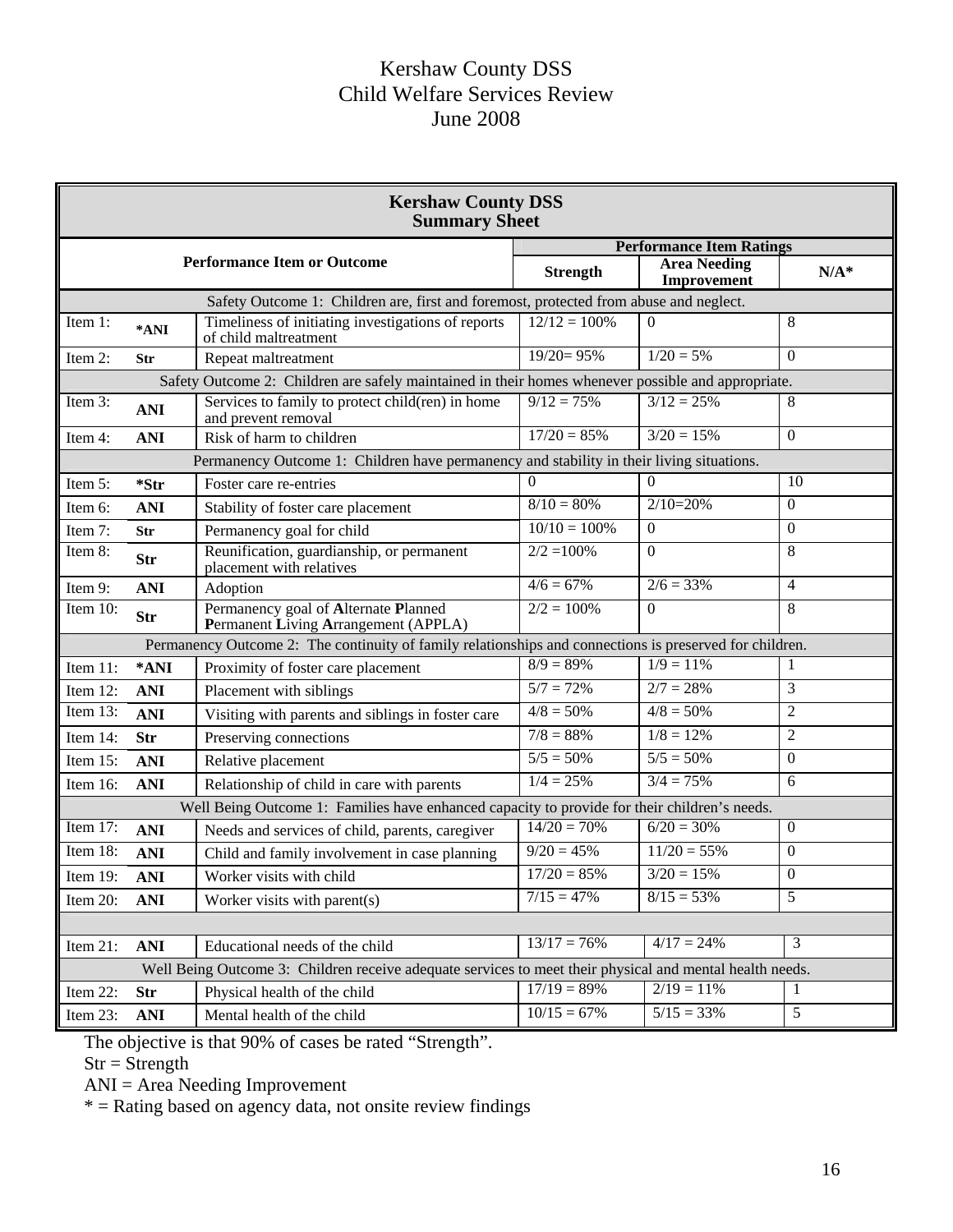# Kershaw County DSS
# Child Welfare Services Review
# June 2008

| Kershaw County DSS Summary Sheet | | | | | |
|---|---|---|---|---|---|
| Performance Item or Outcome | | | Performance Item Ratings | | |
| | | | Strength | Area Needing Improvement | N/A* |
| Safety Outcome 1: Children are, first and foremost, protected from abuse and neglect. | | | | | |
| Item 1: | *ANI | Timeliness of initiating investigations of reports of child maltreatment | 12/12 = 100% | 0 | 8 |
| Item 2: | Str | Repeat maltreatment | 19/20= 95% | 1/20 = 5% | 0 |
| Safety Outcome 2: Children are safely maintained in their homes whenever possible and appropriate. | | | | | |
| Item 3: | ANI | Services to family to protect child(ren) in home and prevent removal | 9/12 = 75% | 3/12 = 25% | 8 |
| Item 4: | ANI | Risk of harm to children | 17/20 = 85% | 3/20 = 15% | 0 |
| Permanency Outcome 1: Children have permanency and stability in their living situations. | | | | | |
| Item 5: | *Str | Foster care re-entries | 0 | 0 | 10 |
| Item 6: | ANI | Stability of foster care placement | 8/10 = 80% | 2/10=20% | 0 |
| Item 7: | Str | Permanency goal for child | 10/10 = 100% | 0 | 0 |
| Item 8: | Str | Reunification, guardianship, or permanent placement with relatives | 2/2 =100% | 0 | 8 |
| Item 9: | ANI | Adoption | 4/6 = 67% | 2/6 = 33% | 4 |
| Item 10: | Str | Permanency goal of **A**lternate **P**lanned **P**ermanent **L**iving **A**rrangement (APPLA) | 2/2 = 100% | 0 | 8 |
| Permanency Outcome 2: The continuity of family relationships and connections is preserved for children. | | | | | |
| Item 11: | *ANI | Proximity of foster care placement | 8/9 = 89% | 1/9 = 11% | 1 |
| Item 12: | ANI | Placement with siblings | 5/7 = 72% | 2/7 = 28% | 3 |
| Item 13: | ANI | Visiting with parents and siblings in foster care | 4/8 = 50% | 4/8 = 50% | 2 |
| Item 14: | Str | Preserving connections | 7/8 = 88% | 1/8 = 12% | 2 |
| Item 15: | ANI | Relative placement | 5/5 = 50% | 5/5 = 50% | 0 |
| Item 16: | ANI | Relationship of child in care with parents | 1/4 = 25% | 3/4 = 75% | 6 |
| Well Being Outcome 1: Families have enhanced capacity to provide for their children's needs. | | | | | |
| Item 17: | ANI | Needs and services of child, parents, caregiver | 14/20 = 70% | 6/20 = 30% | 0 |
| Item 18: | ANI | Child and family involvement in case planning | 9/20 = 45% | 11/20 = 55% | 0 |
| Item 19: | ANI | Worker visits with child | 17/20 = 85% | 3/20 = 15% | 0 |
| Item 20: | ANI | Worker visits with parent(s) | 7/15 = 47% | 8/15 = 53% | 5 |
| | | | | | |
| Item 21: | ANI | Educational needs of the child | 13/17 = 76% | 4/17 = 24% | 3 |
| Well Being Outcome 3: Children receive adequate services to meet their physical and mental health needs. | | | | | |
| Item 22: | Str | Physical health of the child | 17/19 = 89% | 2/19 = 11% | 1 |
| Item 23: | ANI | Mental health of the child | 10/15 = 67% | 5/15 = 33% | 5 |

The objective is that 90% of cases be rated "Strength".

Str = Strength

ANI = Area Needing Improvement

* = Rating based on agency data, not onsite review findings